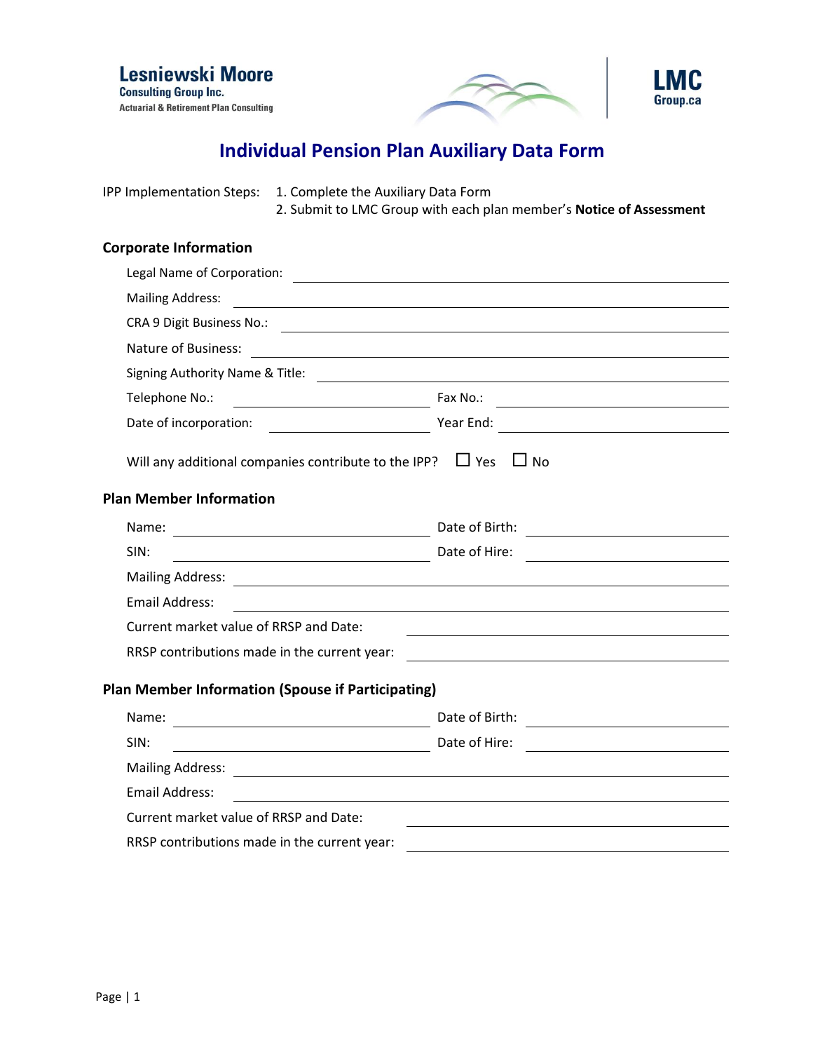Lesniewski Moore
Consulting Group Inc.
Actuarial & Retirement Plan Consulting

LMC
Group.ca

# Individual Pension Plan Auxiliary Data Form

IPP Implementation Steps:
1. Complete the Auxiliary Data Form
2. Submit to LMC Group with each plan member's **Notice of Assessment**

## Corporate Information

Legal Name of Corporation: ______________________________

Mailing Address: ______________________________

CRA 9 Digit Business No.: ______________________________

Nature of Business: ______________________________

Signing Authority Name & Title: ______________________________

Telephone No.: ______________ Fax No.: ______________

Date of incorporation: ______________ Year End: ______________

Will any additional companies contribute to the IPP? ☐ Yes ☐ No

## Plan Member Information

Name: ______________ Date of Birth: ______________

SIN: ______________ Date of Hire: ______________

Mailing Address: ______________________________

Email Address: ______________________________

Current market value of RRSP and Date: ______________________________

RRSP contributions made in the current year: ______________________________

## Plan Member Information (Spouse if Participating)

Name: ______________ Date of Birth: ______________

SIN: ______________ Date of Hire: ______________

Mailing Address: ______________________________

Email Address: ______________________________

Current market value of RRSP and Date: ______________________________

RRSP contributions made in the current year: ______________________________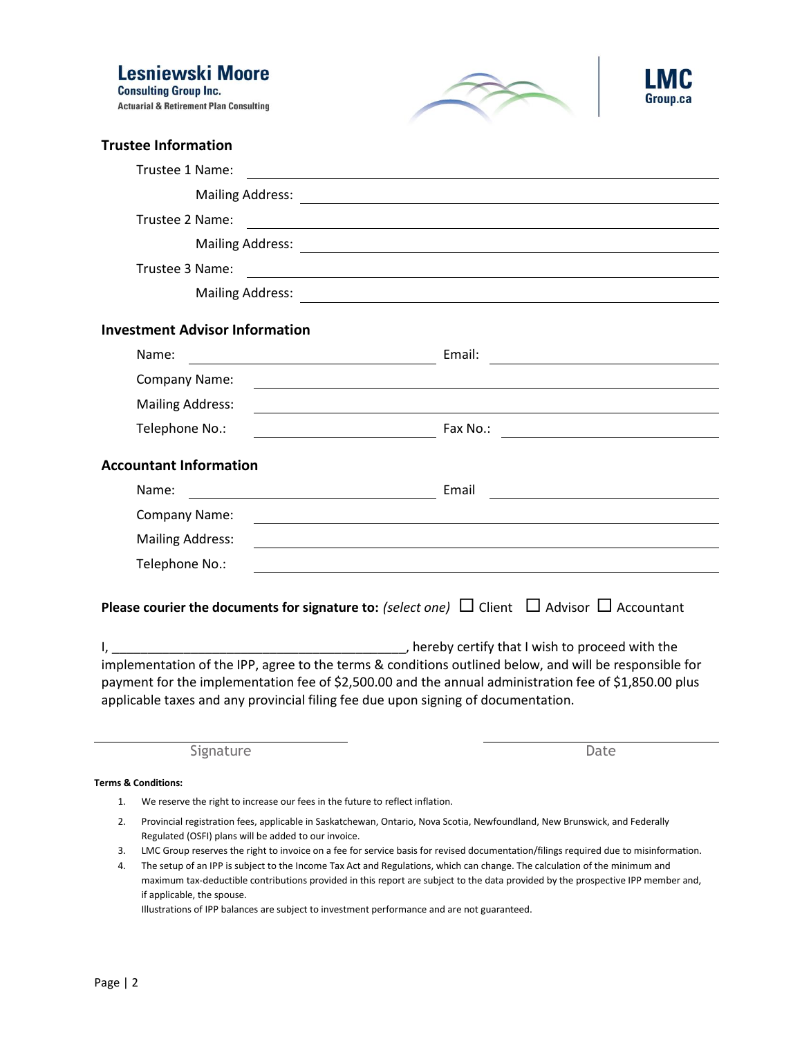Lesniewski Moore
Consulting Group Inc.
Actuarial & Retirement Plan Consulting

LMC
Group.ca

## Trustee Information

Trustee 1 Name: ______________________________

Mailing Address: ______________________________

Trustee 2 Name: ______________________________

Mailing Address: ______________________________

Trustee 3 Name: ______________________________

Mailing Address: ______________________________

## Investment Advisor Information

Name: ____________________ Email: ____________________

Company Name: ______________________________

Mailing Address: ______________________________

Telephone No.: ____________________ Fax No.: ____________________

## Accountant Information

Name: ____________________ Email ____________________

Company Name: ______________________________

Mailing Address: ______________________________

Telephone No.: ______________________________

**Please courier the documents for signature to:** *(select one)* ☐ Client ☐ Advisor ☐ Accountant

I, ________________________________________, hereby certify that I wish to proceed with the implementation of the IPP, agree to the terms & conditions outlined below, and will be responsible for payment for the implementation fee of $2,500.00 and the annual administration fee of $1,850.00 plus applicable taxes and any provincial filing fee due upon signing of documentation.

______________________________ ______________________________
Signature Date

**Terms & Conditions:**

1. We reserve the right to increase our fees in the future to reflect inflation.
2. Provincial registration fees, applicable in Saskatchewan, Ontario, Nova Scotia, Newfoundland, New Brunswick, and Federally Regulated (OSFI) plans will be added to our invoice.
3. LMC Group reserves the right to invoice on a fee for service basis for revised documentation/filings required due to misinformation.
4. The setup of an IPP is subject to the Income Tax Act and Regulations, which can change. The calculation of the minimum and maximum tax-deductible contributions provided in this report are subject to the data provided by the prospective IPP member and, if applicable, the spouse.
   Illustrations of IPP balances are subject to investment performance and are not guaranteed.